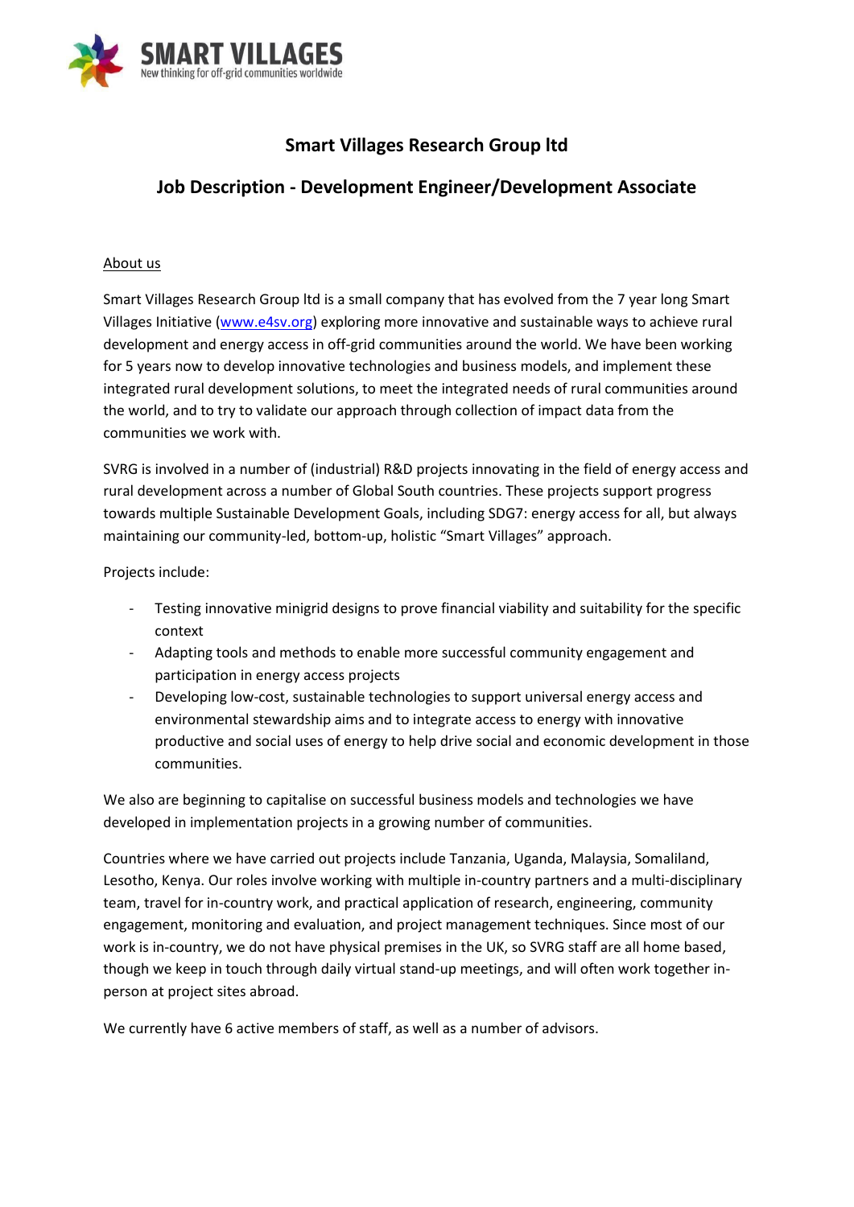SMART VILLAGES
New thinking for off-grid communities worldwide

# Smart Villages Research Group ltd

## Job Description - Development Engineer/Development Associate

### About us

Smart Villages Research Group ltd is a small company that has evolved from the 7 year long Smart Villages Initiative ([www.e4sv.org](www.e4sv.org)) exploring more innovative and sustainable ways to achieve rural development and energy access in off-grid communities around the world. We have been working for 5 years now to develop innovative technologies and business models, and implement these integrated rural development solutions, to meet the integrated needs of rural communities around the world, and to try to validate our approach through collection of impact data from the communities we work with.

SVRG is involved in a number of (industrial) R&D projects innovating in the field of energy access and rural development across a number of Global South countries. These projects support progress towards multiple Sustainable Development Goals, including SDG7: energy access for all, but always maintaining our community-led, bottom-up, holistic "Smart Villages" approach.

Projects include:

- Testing innovative minigrid designs to prove financial viability and suitability for the specific context
- Adapting tools and methods to enable more successful community engagement and participation in energy access projects
- Developing low-cost, sustainable technologies to support universal energy access and environmental stewardship aims and to integrate access to energy with innovative productive and social uses of energy to help drive social and economic development in those communities.

We also are beginning to capitalise on successful business models and technologies we have developed in implementation projects in a growing number of communities.

Countries where we have carried out projects include Tanzania, Uganda, Malaysia, Somaliland, Lesotho, Kenya. Our roles involve working with multiple in-country partners and a multi-disciplinary team, travel for in-country work, and practical application of research, engineering, community engagement, monitoring and evaluation, and project management techniques. Since most of our work is in-country, we do not have physical premises in the UK, so SVRG staff are all home based, though we keep in touch through daily virtual stand-up meetings, and will often work together in-person at project sites abroad.

We currently have 6 active members of staff, as well as a number of advisors.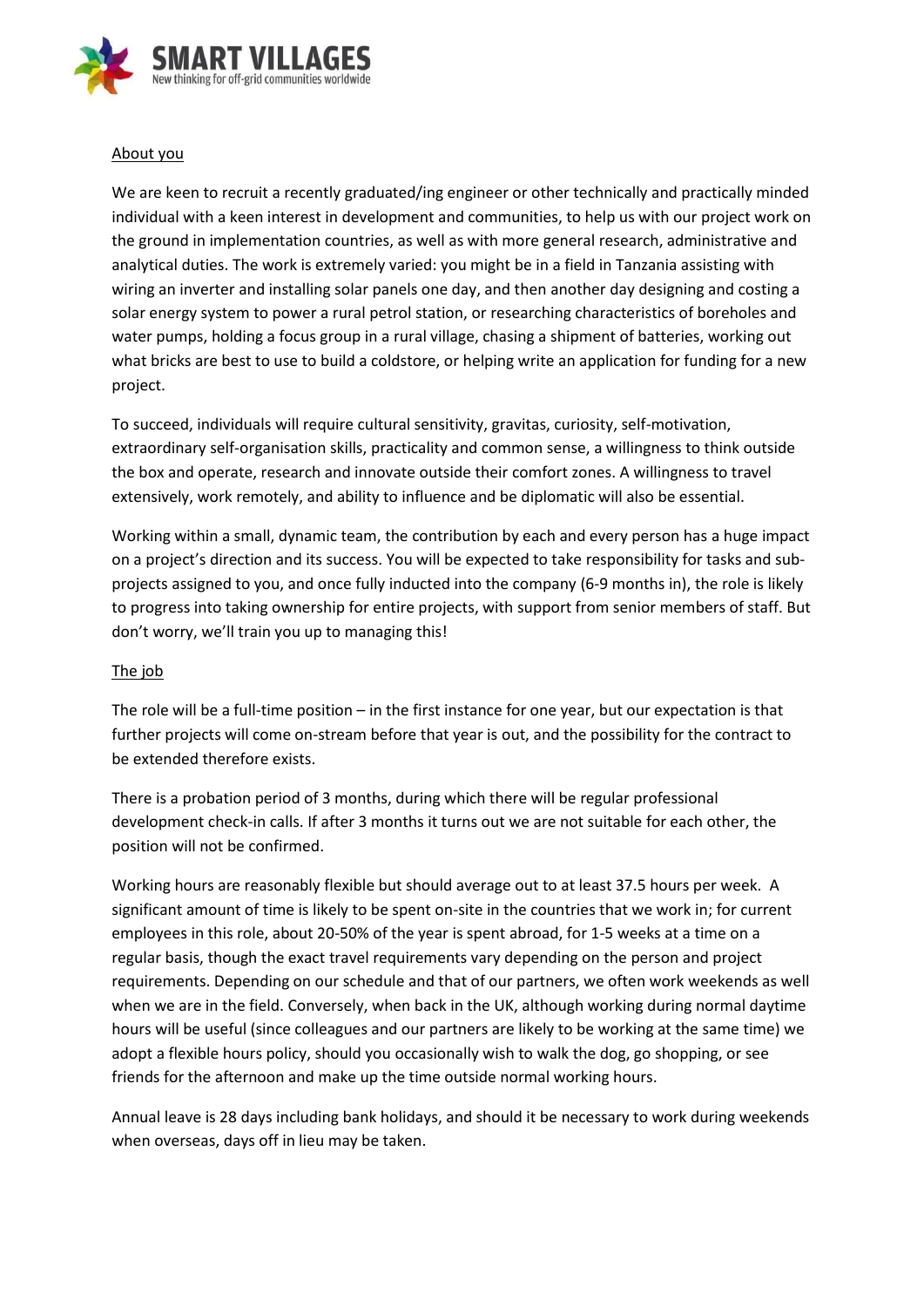## About you

We are keen to recruit a recently graduated/ing engineer or other technically and practically minded individual with a keen interest in development and communities, to help us with our project work on the ground in implementation countries, as well as with more general research, administrative and analytical duties. The work is extremely varied: you might be in a field in Tanzania assisting with wiring an inverter and installing solar panels one day, and then another day designing and costing a solar energy system to power a rural petrol station, or researching characteristics of boreholes and water pumps, holding a focus group in a rural village, chasing a shipment of batteries, working out what bricks are best to use to build a coldstore, or helping write an application for funding for a new project.

To succeed, individuals will require cultural sensitivity, gravitas, curiosity, self-motivation, extraordinary self-organisation skills, practicality and common sense, a willingness to think outside the box and operate, research and innovate outside their comfort zones. A willingness to travel extensively, work remotely, and ability to influence and be diplomatic will also be essential.

Working within a small, dynamic team, the contribution by each and every person has a huge impact on a project's direction and its success. You will be expected to take responsibility for tasks and sub-projects assigned to you, and once fully inducted into the company (6-9 months in), the role is likely to progress into taking ownership for entire projects, with support from senior members of staff. But don't worry, we'll train you up to managing this!

## The job

The role will be a full-time position – in the first instance for one year, but our expectation is that further projects will come on-stream before that year is out, and the possibility for the contract to be extended therefore exists.

There is a probation period of 3 months, during which there will be regular professional development check-in calls. If after 3 months it turns out we are not suitable for each other, the position will not be confirmed.

Working hours are reasonably flexible but should average out to at least 37.5 hours per week. A significant amount of time is likely to be spent on-site in the countries that we work in; for current employees in this role, about 20-50% of the year is spent abroad, for 1-5 weeks at a time on a regular basis, though the exact travel requirements vary depending on the person and project requirements. Depending on our schedule and that of our partners, we often work weekends as well when we are in the field. Conversely, when back in the UK, although working during normal daytime hours will be useful (since colleagues and our partners are likely to be working at the same time) we adopt a flexible hours policy, should you occasionally wish to walk the dog, go shopping, or see friends for the afternoon and make up the time outside normal working hours.

Annual leave is 28 days including bank holidays, and should it be necessary to work during weekends when overseas, days off in lieu may be taken.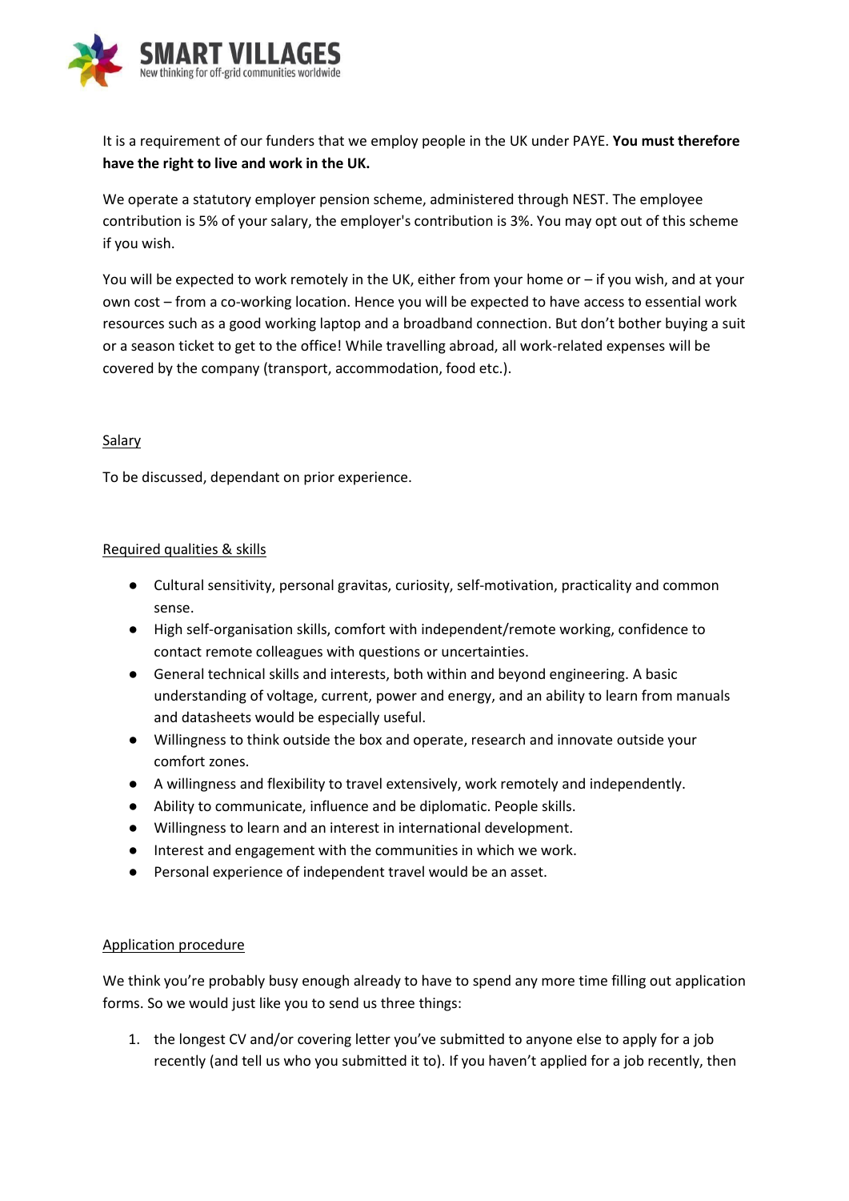It is a requirement of our funders that we employ people in the UK under PAYE. **You must therefore have the right to live and work in the UK.**

We operate a statutory employer pension scheme, administered through NEST. The employee contribution is 5% of your salary, the employer's contribution is 3%. You may opt out of this scheme if you wish.

You will be expected to work remotely in the UK, either from your home or – if you wish, and at your own cost – from a co-working location. Hence you will be expected to have access to essential work resources such as a good working laptop and a broadband connection. But don't bother buying a suit or a season ticket to get to the office! While travelling abroad, all work-related expenses will be covered by the company (transport, accommodation, food etc.).

## Salary

To be discussed, dependant on prior experience.

## Required qualities & skills

- Cultural sensitivity, personal gravitas, curiosity, self-motivation, practicality and common sense.
- High self-organisation skills, comfort with independent/remote working, confidence to contact remote colleagues with questions or uncertainties.
- General technical skills and interests, both within and beyond engineering. A basic understanding of voltage, current, power and energy, and an ability to learn from manuals and datasheets would be especially useful.
- Willingness to think outside the box and operate, research and innovate outside your comfort zones.
- A willingness and flexibility to travel extensively, work remotely and independently.
- Ability to communicate, influence and be diplomatic. People skills.
- Willingness to learn and an interest in international development.
- Interest and engagement with the communities in which we work.
- Personal experience of independent travel would be an asset.

## Application procedure

We think you're probably busy enough already to have to spend any more time filling out application forms. So we would just like you to send us three things:

1. the longest CV and/or covering letter you've submitted to anyone else to apply for a job recently (and tell us who you submitted it to). If you haven't applied for a job recently, then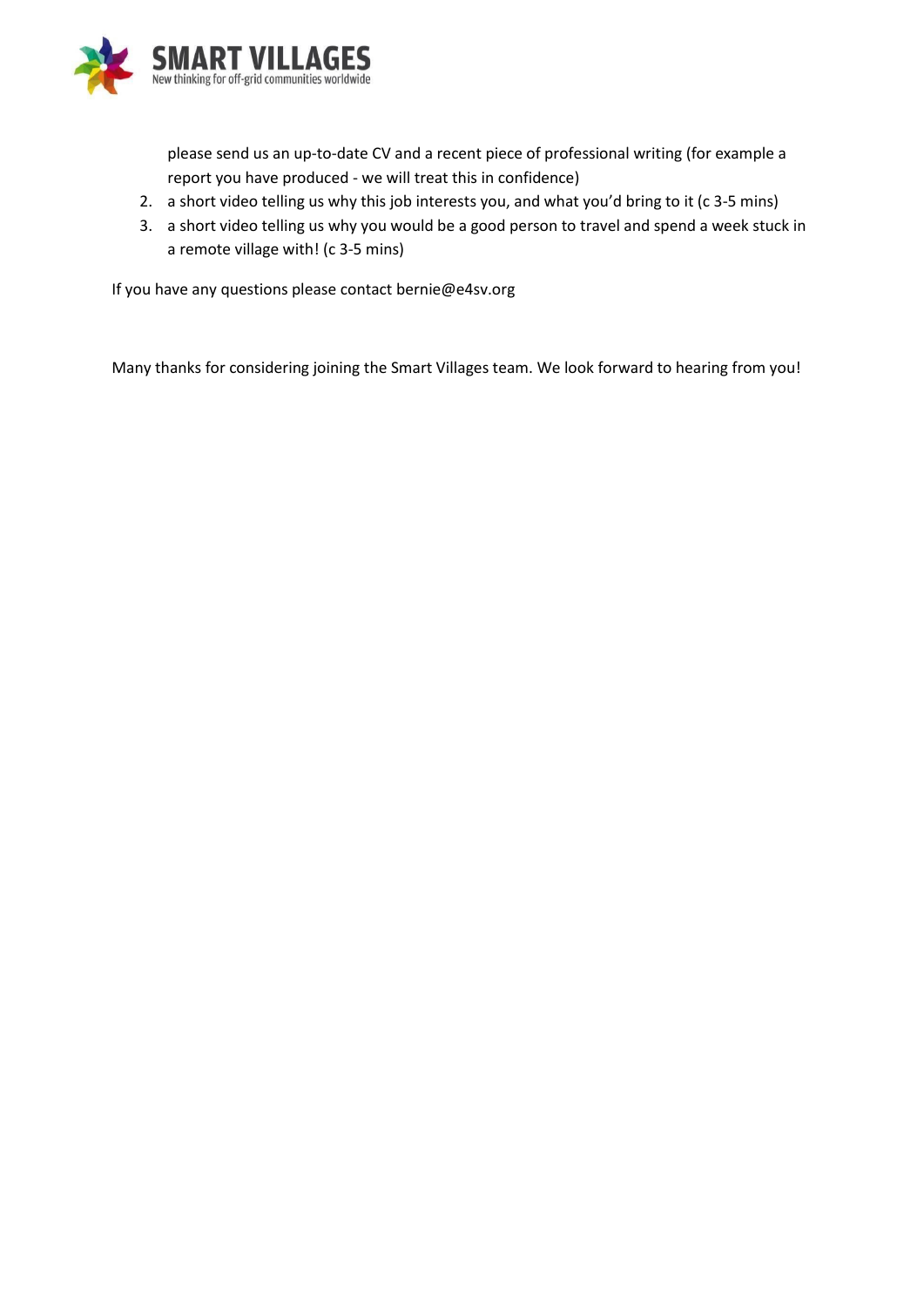please send us an up-to-date CV and a recent piece of professional writing (for example a report you have produced - we will treat this in confidence)

2. a short video telling us why this job interests you, and what you'd bring to it (c 3-5 mins)
3. a short video telling us why you would be a good person to travel and spend a week stuck in a remote village with! (c 3-5 mins)

If you have any questions please contact bernie@e4sv.org

Many thanks for considering joining the Smart Villages team. We look forward to hearing from you!